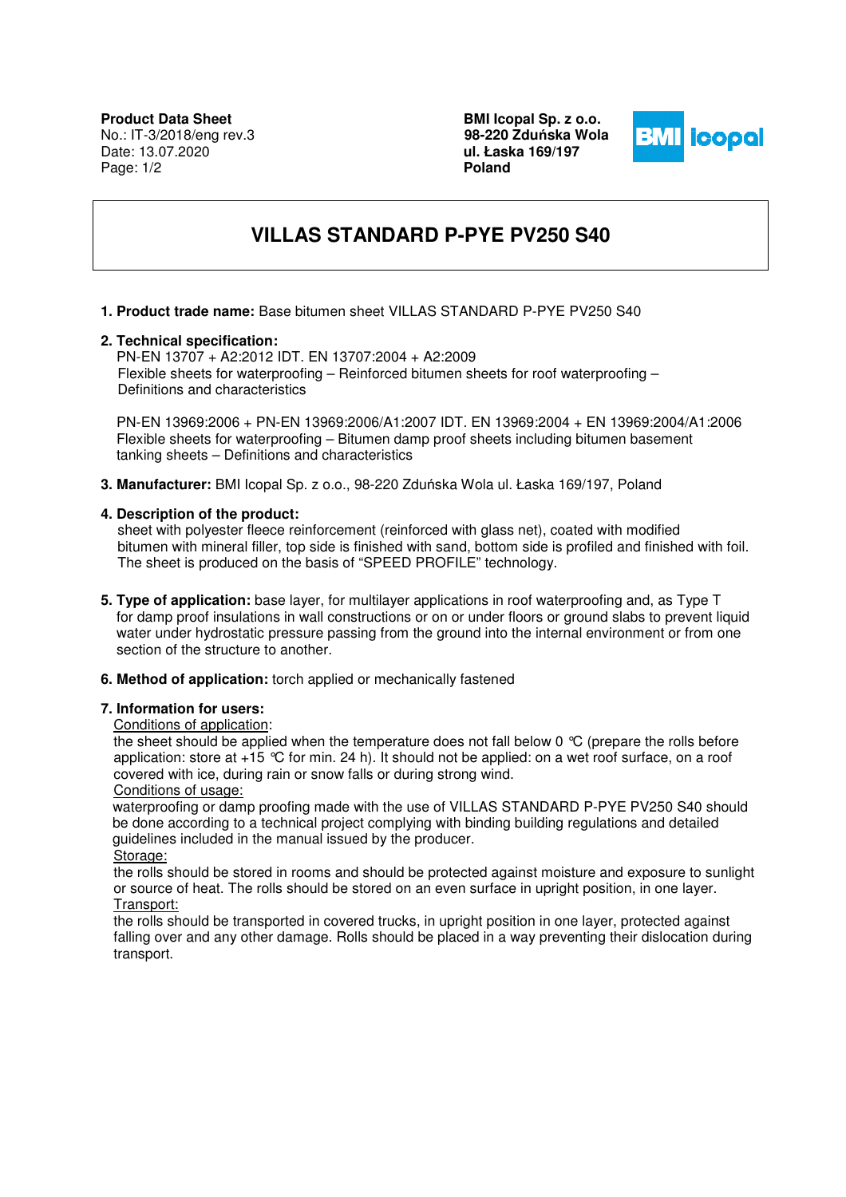**Product Data Sheet**
No.: IT-3/2018/eng rev.3
Date: 13.07.2020

**BMI Icopal Sp. z o.o.**
**98-220 Zduńska Wola**
**ul. Łaska 169/197**
**Poland**

# VILLAS STANDARD P-PYE PV250 S40

**1. Product trade name:** Base bitumen sheet VILLAS STANDARD P-PYE PV250 S40

**2. Technical specification:**
PN-EN 13707 + A2:2012 IDT. EN 13707:2004 + A2:2009
Flexible sheets for waterproofing – Reinforced bitumen sheets for roof waterproofing – Definitions and characteristics

PN-EN 13969:2006 + PN-EN 13969:2006/A1:2007 IDT. EN 13969:2004 + EN 13969:2004/A1:2006
Flexible sheets for waterproofing – Bitumen damp proof sheets including bitumen basement tanking sheets – Definitions and characteristics

**3. Manufacturer:** BMI Icopal Sp. z o.o., 98-220 Zduńska Wola ul. Łaska 169/197, Poland

**4. Description of the product:**
sheet with polyester fleece reinforcement (reinforced with glass net), coated with modified bitumen with mineral filler, top side is finished with sand, bottom side is profiled and finished with foil. The sheet is produced on the basis of "SPEED PROFILE" technology.

**5. Type of application:** base layer, for multilayer applications in roof waterproofing and, as Type T for damp proof insulations in wall constructions or on or under floors or ground slabs to prevent liquid water under hydrostatic pressure passing from the ground into the internal environment or from one section of the structure to another.

**6. Method of application:** torch applied or mechanically fastened

**7. Information for users:**

Conditions of application:
the sheet should be applied when the temperature does not fall below 0 °C (prepare the rolls before application: store at +15 °C for min. 24 h). It should not be applied: on a wet roof surface, on a roof covered with ice, during rain or snow falls or during strong wind.

Conditions of usage:
waterproofing or damp proofing made with the use of VILLAS STANDARD P-PYE PV250 S40 should be done according to a technical project complying with binding building regulations and detailed guidelines included in the manual issued by the producer.

Storage:
the rolls should be stored in rooms and should be protected against moisture and exposure to sunlight or source of heat. The rolls should be stored on an even surface in upright position, in one layer.

Transport:
the rolls should be transported in covered trucks, in upright position in one layer, protected against falling over and any other damage. Rolls should be placed in a way preventing their dislocation during transport.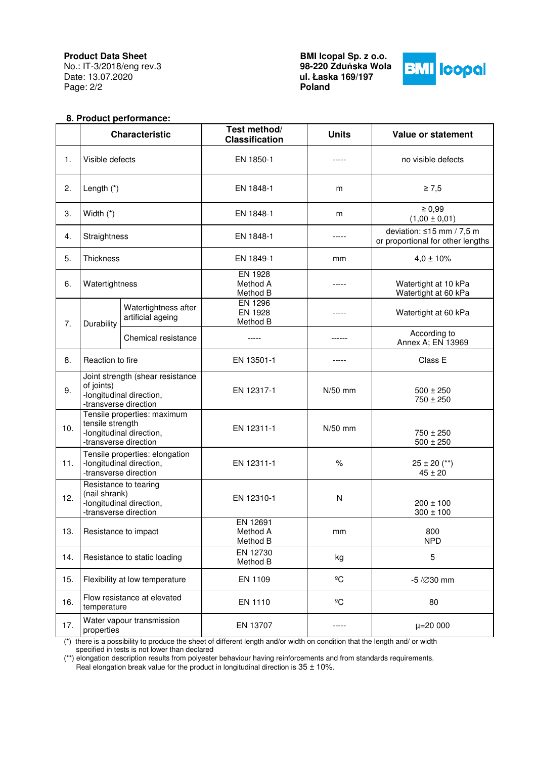**Product Data Sheet**
No.: IT-3/2018/eng rev.3
Date: 13.07.2020
Page: 2/2

**BMI Icopal Sp. z o.o.**
**98-220 Zduńska Wola**
**ul. Łaska 169/197**
**Poland**

### 8. Product performance:

| | Characteristic | | Test method/ Classification | Units | Value or statement |
|---|---|---|---|---|---|
| 1. | Visible defects | | EN 1850-1 | ----- | no visible defects |
| 2. | Length (*) | | EN 1848-1 | m | ≥ 7,5 |
| 3. | Width (*) | | EN 1848-1 | m | ≥ 0,99 (1,00 ± 0,01) |
| 4. | Straightness | | EN 1848-1 | ----- | deviation: ≤15 mm / 7,5 m or proportional for other lengths |
| 5. | Thickness | | EN 1849-1 | mm | 4,0 ± 10% |
| 6. | Watertightness | | EN 1928 Method A Method B | ----- | Watertight at 10 kPa Watertight at 60 kPa |
| 7. | Durability | Watertightness after artificial ageing | EN 1296 EN 1928 Method B | ----- | Watertight at 60 kPa |
| | | Chemical resistance | ----- | ------ | According to Annex A; EN 13969 |
| 8. | Reaction to fire | | EN 13501-1 | ----- | Class E |
| 9. | Joint strength (shear resistance of joints) -longitudinal direction, -transverse direction | | EN 12317-1 | N/50 mm | 500 ± 250 750 ± 250 |
| 10. | Tensile properties: maximum tensile strength -longitudinal direction, -transverse direction | | EN 12311-1 | N/50 mm | 750 ± 250 500 ± 250 |
| 11. | Tensile properties: elongation -longitudinal direction, -transverse direction | | EN 12311-1 | % | 25 ± 20 (**) 45 ± 20 |
| 12. | Resistance to tearing (nail shrank) -longitudinal direction, -transverse direction | | EN 12310-1 | N | 200 ± 100 300 ± 100 |
| 13. | Resistance to impact | | EN 12691 Method A Method B | mm | 800 NPD |
| 14. | Resistance to static loading | | EN 12730 Method B | kg | 5 |
| 15. | Flexibility at low temperature | | EN 1109 | ºC | -5 /∅30 mm |
| 16. | Flow resistance at elevated temperature | | EN 1110 | ºC | 80 |
| 17. | Water vapour transmission properties | | EN 13707 | ----- | μ=20 000 |

(*) there is a possibility to produce the sheet of different length and/or width on condition that the length and/ or width specified in tests is not lower than declared

(**) elongation description results from polyester behaviour having reinforcements and from standards requirements. Real elongation break value for the product in longitudinal direction is 35 ± 10%.